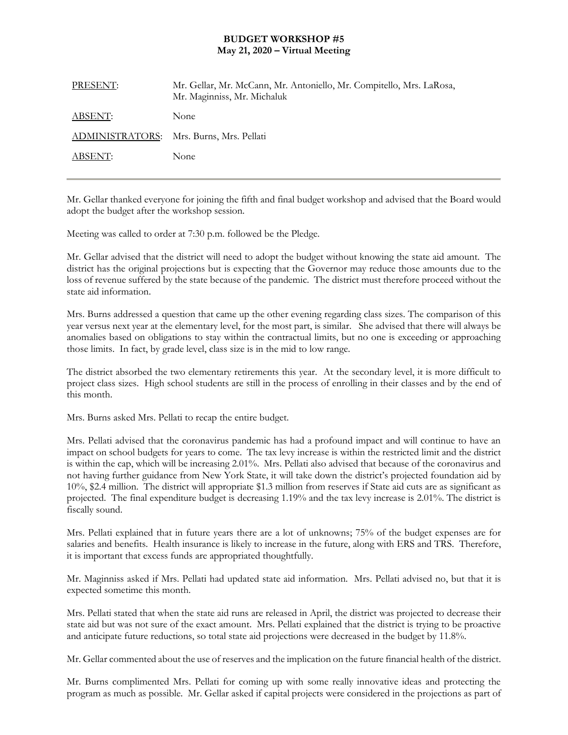**BUDGET WORKSHOP #5**
**May 21, 2020 – Virtual Meeting**

| | |
|---|---|
| PRESENT: | Mr. Gellar, Mr. McCann, Mr. Antoniello, Mr. Compitello, Mrs. LaRosa, Mr. Maginniss, Mr. Michaluk |
| ABSENT: | None |
| ADMINISTRATORS: | Mrs. Burns, Mrs. Pellati |
| ABSENT: | None |

---

Mr. Gellar thanked everyone for joining the fifth and final budget workshop and advised that the Board would adopt the budget after the workshop session.

Meeting was called to order at 7:30 p.m. followed be the Pledge.

Mr. Gellar advised that the district will need to adopt the budget without knowing the state aid amount. The district has the original projections but is expecting that the Governor may reduce those amounts due to the loss of revenue suffered by the state because of the pandemic. The district must therefore proceed without the state aid information.

Mrs. Burns addressed a question that came up the other evening regarding class sizes. The comparison of this year versus next year at the elementary level, for the most part, is similar. She advised that there will always be anomalies based on obligations to stay within the contractual limits, but no one is exceeding or approaching those limits. In fact, by grade level, class size is in the mid to low range.

The district absorbed the two elementary retirements this year. At the secondary level, it is more difficult to project class sizes. High school students are still in the process of enrolling in their classes and by the end of this month.

Mrs. Burns asked Mrs. Pellati to recap the entire budget.

Mrs. Pellati advised that the coronavirus pandemic has had a profound impact and will continue to have an impact on school budgets for years to come. The tax levy increase is within the restricted limit and the district is within the cap, which will be increasing 2.01%. Mrs. Pellati also advised that because of the coronavirus and not having further guidance from New York State, it will take down the district's projected foundation aid by 10%, $2.4 million. The district will appropriate $1.3 million from reserves if State aid cuts are as significant as projected. The final expenditure budget is decreasing 1.19% and the tax levy increase is 2.01%. The district is fiscally sound.

Mrs. Pellati explained that in future years there are a lot of unknowns; 75% of the budget expenses are for salaries and benefits. Health insurance is likely to increase in the future, along with ERS and TRS. Therefore, it is important that excess funds are appropriated thoughtfully.

Mr. Maginniss asked if Mrs. Pellati had updated state aid information. Mrs. Pellati advised no, but that it is expected sometime this month.

Mrs. Pellati stated that when the state aid runs are released in April, the district was projected to decrease their state aid but was not sure of the exact amount. Mrs. Pellati explained that the district is trying to be proactive and anticipate future reductions, so total state aid projections were decreased in the budget by 11.8%.

Mr. Gellar commented about the use of reserves and the implication on the future financial health of the district.

Mr. Burns complimented Mrs. Pellati for coming up with some really innovative ideas and protecting the program as much as possible. Mr. Gellar asked if capital projects were considered in the projections as part of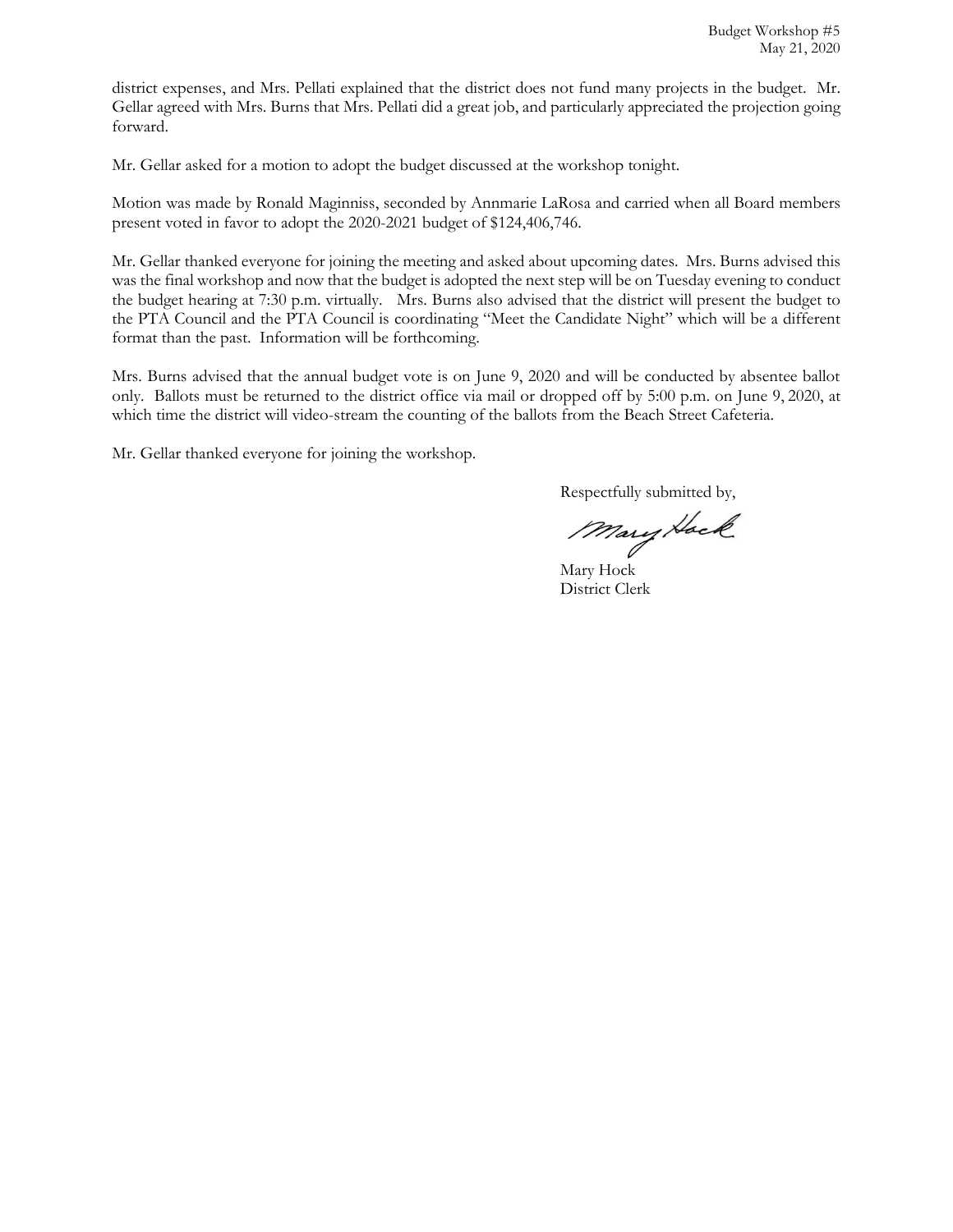district expenses, and Mrs. Pellati explained that the district does not fund many projects in the budget. Mr. Gellar agreed with Mrs. Burns that Mrs. Pellati did a great job, and particularly appreciated the projection going forward.

Mr. Gellar asked for a motion to adopt the budget discussed at the workshop tonight.

Motion was made by Ronald Maginniss, seconded by Annmarie LaRosa and carried when all Board members present voted in favor to adopt the 2020-2021 budget of $124,406,746.

Mr. Gellar thanked everyone for joining the meeting and asked about upcoming dates. Mrs. Burns advised this was the final workshop and now that the budget is adopted the next step will be on Tuesday evening to conduct the budget hearing at 7:30 p.m. virtually. Mrs. Burns also advised that the district will present the budget to the PTA Council and the PTA Council is coordinating "Meet the Candidate Night" which will be a different format than the past. Information will be forthcoming.

Mrs. Burns advised that the annual budget vote is on June 9, 2020 and will be conducted by absentee ballot only. Ballots must be returned to the district office via mail or dropped off by 5:00 p.m. on June 9, 2020, at which time the district will video-stream the counting of the ballots from the Beach Street Cafeteria.

Mr. Gellar thanked everyone for joining the workshop.

Respectfully submitted by,

Mary Hock

Mary Hock
District Clerk